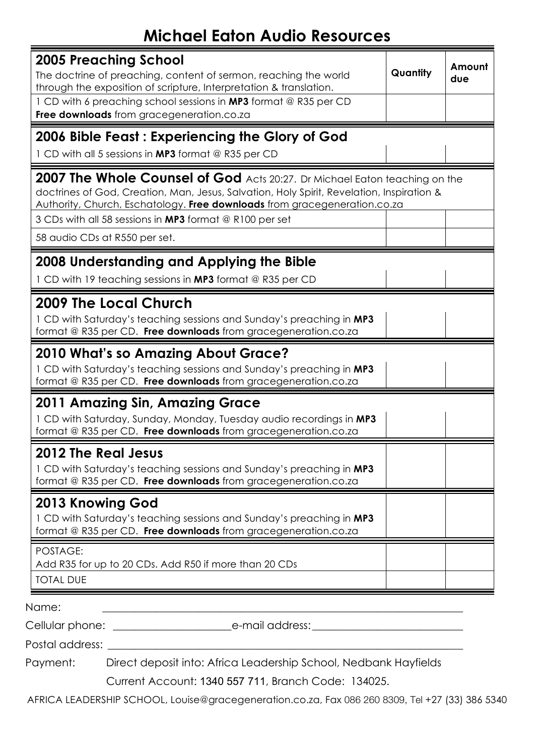# Michael Eaton Audio Resources

| **2005 Preaching School** The doctrine of preaching, content of sermon, reaching the world through the exposition of scripture, Interpretation & translation. | **Quantity** | **Amount due** |
|---|---|---|
| 1 CD with 6 preaching school sessions in **MP3** format @ R35 per CD **Free downloads** from gracegeneration.co.za | | |
| **2006 Bible Feast : Experiencing the Glory of God** | | |
| 1 CD with all 5 sessions in **MP3** format @ R35 per CD | | |
| **2007 The Whole Counsel of God** Acts 20:27. Dr Michael Eaton teaching on the doctrines of God, Creation, Man, Jesus, Salvation, Holy Spirit, Revelation, Inspiration & Authority, Church, Eschatology. **Free downloads** from gracegeneration.co.za | | |
| 3 CDs with all 58 sessions in **MP3** format @ R100 per set | | |
| 58 audio CDs at R550 per set. | | |
| **2008 Understanding and Applying the Bible** | | |
| 1 CD with 19 teaching sessions in **MP3** format @ R35 per CD | | |
| **2009 The Local Church** | | |
| 1 CD with Saturday's teaching sessions and Sunday's preaching in **MP3** format @ R35 per CD. **Free downloads** from gracegeneration.co.za | | |
| **2010 What's so Amazing About Grace?** | | |
| 1 CD with Saturday's teaching sessions and Sunday's preaching in **MP3** format @ R35 per CD. **Free downloads** from gracegeneration.co.za | | |
| **2011 Amazing Sin, Amazing Grace** | | |
| 1 CD with Saturday, Sunday, Monday, Tuesday audio recordings in **MP3** format @ R35 per CD. **Free downloads** from gracegeneration.co.za | | |
| **2012 The Real Jesus** 1 CD with Saturday's teaching sessions and Sunday's preaching in **MP3** format @ R35 per CD. **Free downloads** from gracegeneration.co.za | | |
| **2013 Knowing God** 1 CD with Saturday's teaching sessions and Sunday's preaching in **MP3** format @ R35 per CD. **Free downloads** from gracegeneration.co.za | | |
| POSTAGE: Add R35 for up to 20 CDs. Add R50 if more than 20 CDs | | |
| TOTAL DUE | | |

Name: ____________________________________________

Cellular phone: ____________________ e-mail address: ____________________

Postal address: ____________________________________________

Payment: Direct deposit into: Africa Leadership School, Nedbank Hayfields
Current Account: 1340 557 711, Branch Code: 134025.

AFRICA LEADERSHIP SCHOOL, Louise@gracegeneration.co.za, Fax 086 260 8309, Tel +27 (33) 386 5340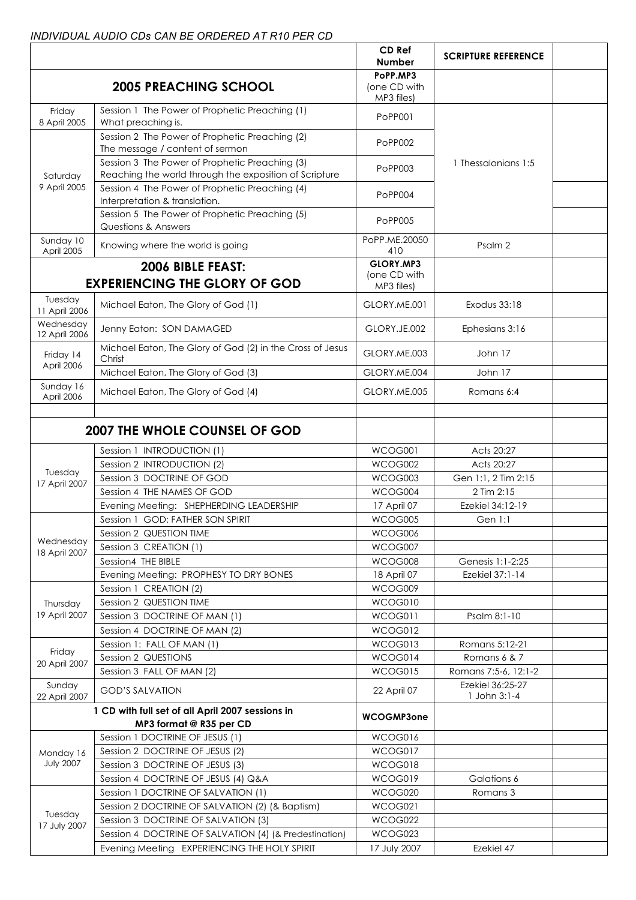*INDIVIDUAL AUDIO CDs CAN BE ORDERED AT R10 PER CD*

| | | CD Ref Number | SCRIPTURE REFERENCE | |
|---|---|---|---|---|
| **2005 PREACHING SCHOOL** | | **PoPP.MP3** (one CD with MP3 files) | | |
| Friday 8 April 2005 | Session 1 The Power of Prophetic Preaching (1) What preaching is. | PoPP001 | 1 Thessalonians 1:5 | |
| Saturday 9 April 2005 | Session 2 The Power of Prophetic Preaching (2) The message / content of sermon | PoPP002 | | |
| | Session 3 The Power of Prophetic Preaching (3) Reaching the world through the exposition of Scripture | PoPP003 | | |
| | Session 4 The Power of Prophetic Preaching (4) Interpretation & translation. | PoPP004 | | |
| | Session 5 The Power of Prophetic Preaching (5) Questions & Answers | PoPP005 | | |
| Sunday 10 April 2005 | Knowing where the world is going | PoPP.ME.20050410 | Psalm 2 | |
| **2006 BIBLE FEAST: EXPERIENCING THE GLORY OF GOD** | | **GLORY.MP3** (one CD with MP3 files) | | |
| Tuesday 11 April 2006 | Michael Eaton, The Glory of God (1) | GLORY.ME.001 | Exodus 33:18 | |
| Wednesday 12 April 2006 | Jenny Eaton: SON DAMAGED | GLORY.JE.002 | Ephesians 3:16 | |
| Friday 14 April 2006 | Michael Eaton, The Glory of God (2) in the Cross of Jesus Christ | GLORY.ME.003 | John 17 | |
| | Michael Eaton, The Glory of God (3) | GLORY.ME.004 | John 17 | |
| Sunday 16 April 2006 | Michael Eaton, The Glory of God (4) | GLORY.ME.005 | Romans 6:4 | |
| | | | | |
| **2007 THE WHOLE COUNSEL OF GOD** | | | | |
| Tuesday 17 April 2007 | Session 1 INTRODUCTION (1) | WCOG001 | Acts 20:27 | |
| | Session 2 INTRODUCTION (2) | WCOG002 | Acts 20:27 | |
| | Session 3 DOCTRINE OF GOD | WCOG003 | Gen 1:1, 2 Tim 2:15 | |
| | Session 4 THE NAMES OF GOD | WCOG004 | 2 Tim 2:15 | |
| | Evening Meeting: SHEPHERDING LEADERSHIP | 17 April 07 | Ezekiel 34:12-19 | |
| Wednesday 18 April 2007 | Session 1 GOD: FATHER SON SPIRIT | WCOG005 | Gen 1:1 | |
| | Session 2 QUESTION TIME | WCOG006 | | |
| | Session 3 CREATION (1) | WCOG007 | | |
| | Session4 THE BIBLE | WCOG008 | Genesis 1:1-2:25 | |
| | Evening Meeting: PROPHESY TO DRY BONES | 18 April 07 | Ezekiel 37:1-14 | |
| Thursday 19 April 2007 | Session 1 CREATION (2) | WCOG009 | | |
| | Session 2 QUESTION TIME | WCOG010 | | |
| | Session 3 DOCTRINE OF MAN (1) | WCOG011 | Psalm 8:1-10 | |
| | Session 4 DOCTRINE OF MAN (2) | WCOG012 | | |
| Friday 20 April 2007 | Session 1: FALL OF MAN (1) | WCOG013 | Romans 5:12-21 | |
| | Session 2 QUESTIONS | WCOG014 | Romans 6 & 7 | |
| | Session 3 FALL OF MAN (2) | WCOG015 | Romans 7:5-6, 12:1-2 | |
| Sunday 22 April 2007 | GOD'S SALVATION | 22 April 07 | Ezekiel 36:25-27 1 John 3:1-4 | |
| **1 CD with full set of all April 2007 sessions in MP3 format @ R35 per CD** | | **WCOGMP3one** | | |
| Monday 16 July 2007 | Session 1 DOCTRINE OF JESUS (1) | WCOG016 | | |
| | Session 2 DOCTRINE OF JESUS (2) | WCOG017 | | |
| | Session 3 DOCTRINE OF JESUS (3) | WCOG018 | | |
| | Session 4 DOCTRINE OF JESUS (4) Q&A | WCOG019 | Galations 6 | |
| Tuesday 17 July 2007 | Session 1 DOCTRINE OF SALVATION (1) | WCOG020 | Romans 3 | |
| | Session 2 DOCTRINE OF SALVATION (2) (& Baptism) | WCOG021 | | |
| | Session 3 DOCTRINE OF SALVATION (3) | WCOG022 | | |
| | Session 4 DOCTRINE OF SALVATION (4) (& Predestination) | WCOG023 | | |
| | Evening Meeting EXPERIENCING THE HOLY SPIRIT | 17 July 2007 | Ezekiel 47 | |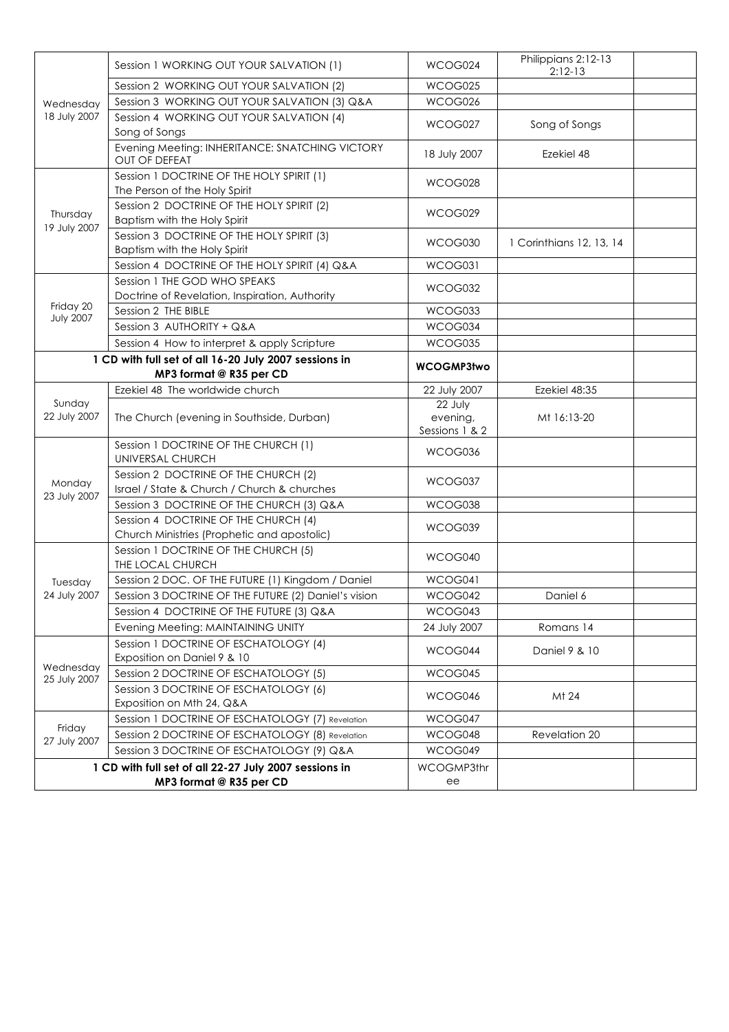|  |  |  |  |  |
|---|---|---|---|---|
| Wednesday 18 July 2007 | Session 1 WORKING OUT YOUR SALVATION (1) | WCOG024 | Philippians 2:12-13 2:12-13 |  |
|  | Session 2 WORKING OUT YOUR SALVATION (2) | WCOG025 |  |  |
|  | Session 3 WORKING OUT YOUR SALVATION (3) Q&A | WCOG026 |  |  |
|  | Session 4 WORKING OUT YOUR SALVATION (4) Song of Songs | WCOG027 | Song of Songs |  |
|  | Evening Meeting: INHERITANCE: SNATCHING VICTORY OUT OF DEFEAT | 18 July 2007 | Ezekiel 48 |  |
| Thursday 19 July 2007 | Session 1 DOCTRINE OF THE HOLY SPIRIT (1) The Person of the Holy Spirit | WCOG028 |  |  |
|  | Session 2 DOCTRINE OF THE HOLY SPIRIT (2) Baptism with the Holy Spirit | WCOG029 |  |  |
|  | Session 3 DOCTRINE OF THE HOLY SPIRIT (3) Baptism with the Holy Spirit | WCOG030 | 1 Corinthians 12, 13, 14 |  |
|  | Session 4 DOCTRINE OF THE HOLY SPIRIT (4) Q&A | WCOG031 |  |  |
| Friday 20 July 2007 | Session 1 THE GOD WHO SPEAKS Doctrine of Revelation, Inspiration, Authority | WCOG032 |  |  |
|  | Session 2 THE BIBLE | WCOG033 |  |  |
|  | Session 3 AUTHORITY + Q&A | WCOG034 |  |  |
|  | Session 4 How to interpret & apply Scripture | WCOG035 |  |  |
| **1 CD with full set of all 16-20 July 2007 sessions in MP3 format @ R35 per CD** |  | **WCOGMP3two** |  |  |
| Sunday 22 July 2007 | Ezekiel 48 The worldwide church | 22 July 2007 | Ezekiel 48:35 |  |
|  | The Church (evening in Southside, Durban) | 22 July evening, Sessions 1 & 2 | Mt 16:13-20 |  |
| Monday 23 July 2007 | Session 1 DOCTRINE OF THE CHURCH (1) UNIVERSAL CHURCH | WCOG036 |  |  |
|  | Session 2 DOCTRINE OF THE CHURCH (2) Israel / State & Church / Church & churches | WCOG037 |  |  |
|  | Session 3 DOCTRINE OF THE CHURCH (3) Q&A | WCOG038 |  |  |
|  | Session 4 DOCTRINE OF THE CHURCH (4) Church Ministries (Prophetic and apostolic) | WCOG039 |  |  |
| Tuesday 24 July 2007 | Session 1 DOCTRINE OF THE CHURCH (5) THE LOCAL CHURCH | WCOG040 |  |  |
|  | Session 2 DOC. OF THE FUTURE (1) Kingdom / Daniel | WCOG041 |  |  |
|  | Session 3 DOCTRINE OF THE FUTURE (2) Daniel's vision | WCOG042 | Daniel 6 |  |
|  | Session 4 DOCTRINE OF THE FUTURE (3) Q&A | WCOG043 |  |  |
|  | Evening Meeting: MAINTAINING UNITY | 24 July 2007 | Romans 14 |  |
| Wednesday 25 July 2007 | Session 1 DOCTRINE OF ESCHATOLOGY (4) Exposition on Daniel 9 & 10 | WCOG044 | Daniel 9 & 10 |  |
|  | Session 2 DOCTRINE OF ESCHATOLOGY (5) | WCOG045 |  |  |
|  | Session 3 DOCTRINE OF ESCHATOLOGY (6) Exposition on Mth 24, Q&A | WCOG046 | Mt 24 |  |
| Friday 27 July 2007 | Session 1 DOCTRINE OF ESCHATOLOGY (7) Revelation | WCOG047 |  |  |
|  | Session 2 DOCTRINE OF ESCHATOLOGY (8) Revelation | WCOG048 | Revelation 20 |  |
|  | Session 3 DOCTRINE OF ESCHATOLOGY (9) Q&A | WCOG049 |  |  |
| **1 CD with full set of all 22-27 July 2007 sessions in MP3 format @ R35 per CD** |  | WCOGMP3three |  |  |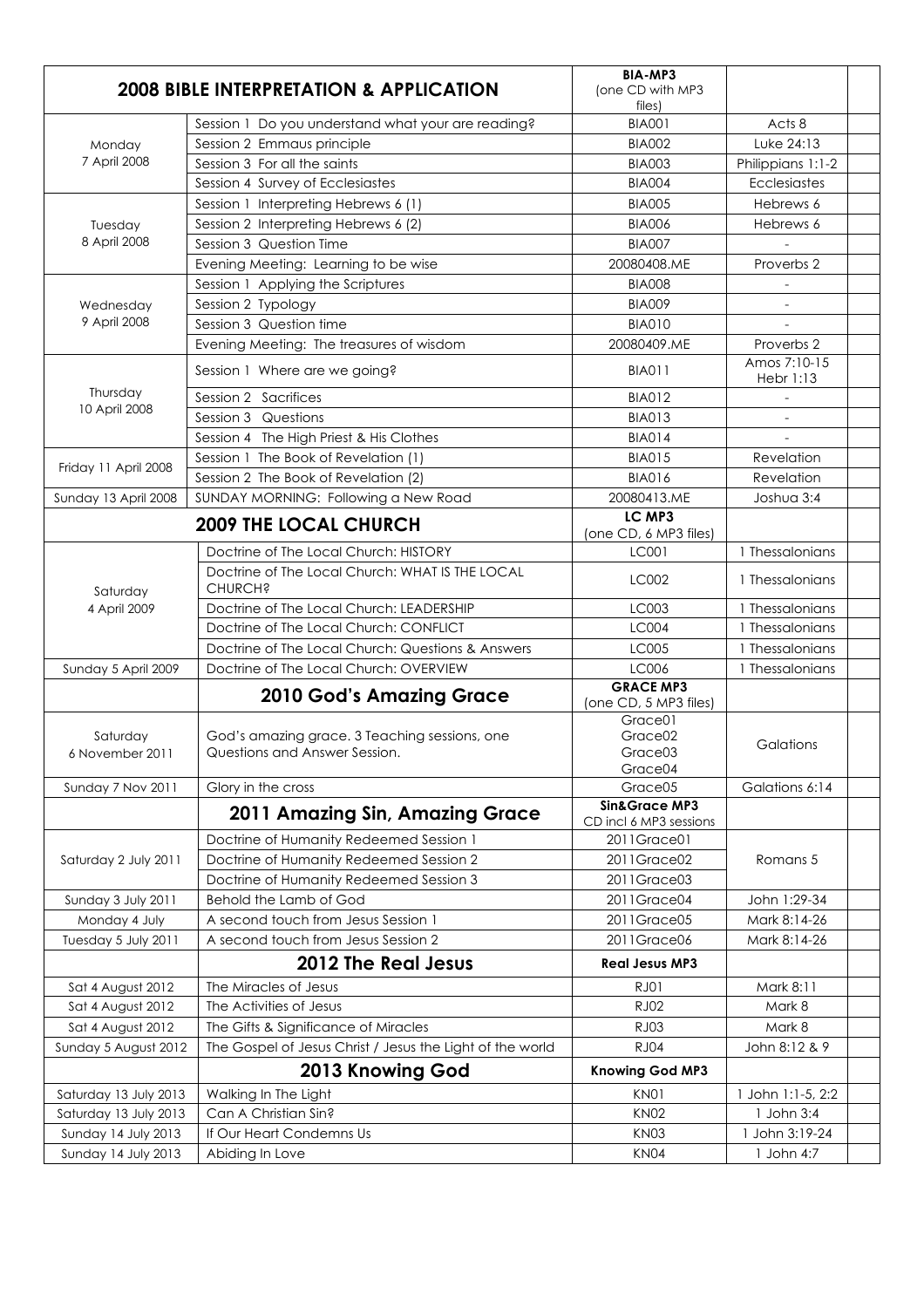| | | | | |
|---|---|---|---|---|
| **2008 BIBLE INTERPRETATION & APPLICATION** | | **BIA-MP3** (one CD with MP3 files) | | |
| Monday 7 April 2008 | Session 1 Do you understand what your are reading? | BIA001 | Acts 8 | |
| | Session 2 Emmaus principle | BIA002 | Luke 24:13 | |
| | Session 3 For all the saints | BIA003 | Philippians 1:1-2 | |
| | Session 4 Survey of Ecclesiastes | BIA004 | Ecclesiastes | |
| Tuesday 8 April 2008 | Session 1 Interpreting Hebrews 6 (1) | BIA005 | Hebrews 6 | |
| | Session 2 Interpreting Hebrews 6 (2) | BIA006 | Hebrews 6 | |
| | Session 3 Question Time | BIA007 | - | |
| | Evening Meeting: Learning to be wise | 20080408.ME | Proverbs 2 | |
| Wednesday 9 April 2008 | Session 1 Applying the Scriptures | BIA008 | - | |
| | Session 2 Typology | BIA009 | - | |
| | Session 3 Question time | BIA010 | - | |
| | Evening Meeting: The treasures of wisdom | 20080409.ME | Proverbs 2 | |
| Thursday 10 April 2008 | Session 1 Where are we going? | BIA011 | Amos 7:10-15 Hebr 1:13 | |
| | Session 2 Sacrifices | BIA012 | - | |
| | Session 3 Questions | BIA013 | - | |
| | Session 4 The High Priest & His Clothes | BIA014 | - | |
| Friday 11 April 2008 | Session 1 The Book of Revelation (1) | BIA015 | Revelation | |
| | Session 2 The Book of Revelation (2) | BIA016 | Revelation | |
| Sunday 13 April 2008 | SUNDAY MORNING: Following a New Road | 20080413.ME | Joshua 3:4 | |
| **2009 THE LOCAL CHURCH** | | **LC MP3** (one CD, 6 MP3 files) | | |
| Saturday 4 April 2009 | Doctrine of The Local Church: HISTORY | LC001 | 1 Thessalonians | |
| | Doctrine of The Local Church: WHAT IS THE LOCAL CHURCH? | LC002 | 1 Thessalonians | |
| | Doctrine of The Local Church: LEADERSHIP | LC003 | 1 Thessalonians | |
| | Doctrine of The Local Church: CONFLICT | LC004 | 1 Thessalonians | |
| | Doctrine of The Local Church: Questions & Answers | LC005 | 1 Thessalonians | |
| Sunday 5 April 2009 | Doctrine of The Local Church: OVERVIEW | LC006 | 1 Thessalonians | |
| | **2010 God's Amazing Grace** | **GRACE MP3** (one CD, 5 MP3 files) | | |
| Saturday 6 November 2011 | God's amazing grace. 3 Teaching sessions, one Questions and Answer Session. | Grace01 Grace02 Grace03 Grace04 | Galations | |
| Sunday 7 Nov 2011 | Glory in the cross | Grace05 | Galations 6:14 | |
| | **2011 Amazing Sin, Amazing Grace** | **Sin&Grace MP3** CD incl 6 MP3 sessions | | |
| Saturday 2 July 2011 | Doctrine of Humanity Redeemed Session 1 | 2011Grace01 | Romans 5 | |
| | Doctrine of Humanity Redeemed Session 2 | 2011Grace02 | | |
| | Doctrine of Humanity Redeemed Session 3 | 2011Grace03 | | |
| Sunday 3 July 2011 | Behold the Lamb of God | 2011Grace04 | John 1:29-34 | |
| Monday 4 July | A second touch from Jesus Session 1 | 2011Grace05 | Mark 8:14-26 | |
| Tuesday 5 July 2011 | A second touch from Jesus Session 2 | 2011Grace06 | Mark 8:14-26 | |
| | **2012 The Real Jesus** | **Real Jesus MP3** | | |
| Sat 4 August 2012 | The Miracles of Jesus | RJ01 | Mark 8:11 | |
| Sat 4 August 2012 | The Activities of Jesus | RJ02 | Mark 8 | |
| Sat 4 August 2012 | The Gifts & Significance of Miracles | RJ03 | Mark 8 | |
| Sunday 5 August 2012 | The Gospel of Jesus Christ / Jesus the Light of the world | RJ04 | John 8:12 & 9 | |
| | **2013 Knowing God** | **Knowing God MP3** | | |
| Saturday 13 July 2013 | Walking In The Light | KN01 | 1 John 1:1-5, 2:2 | |
| Saturday 13 July 2013 | Can A Christian Sin? | KN02 | 1 John 3:4 | |
| Sunday 14 July 2013 | If Our Heart Condemns Us | KN03 | 1 John 3:19-24 | |
| Sunday 14 July 2013 | Abiding In Love | KN04 | 1 John 4:7 | |